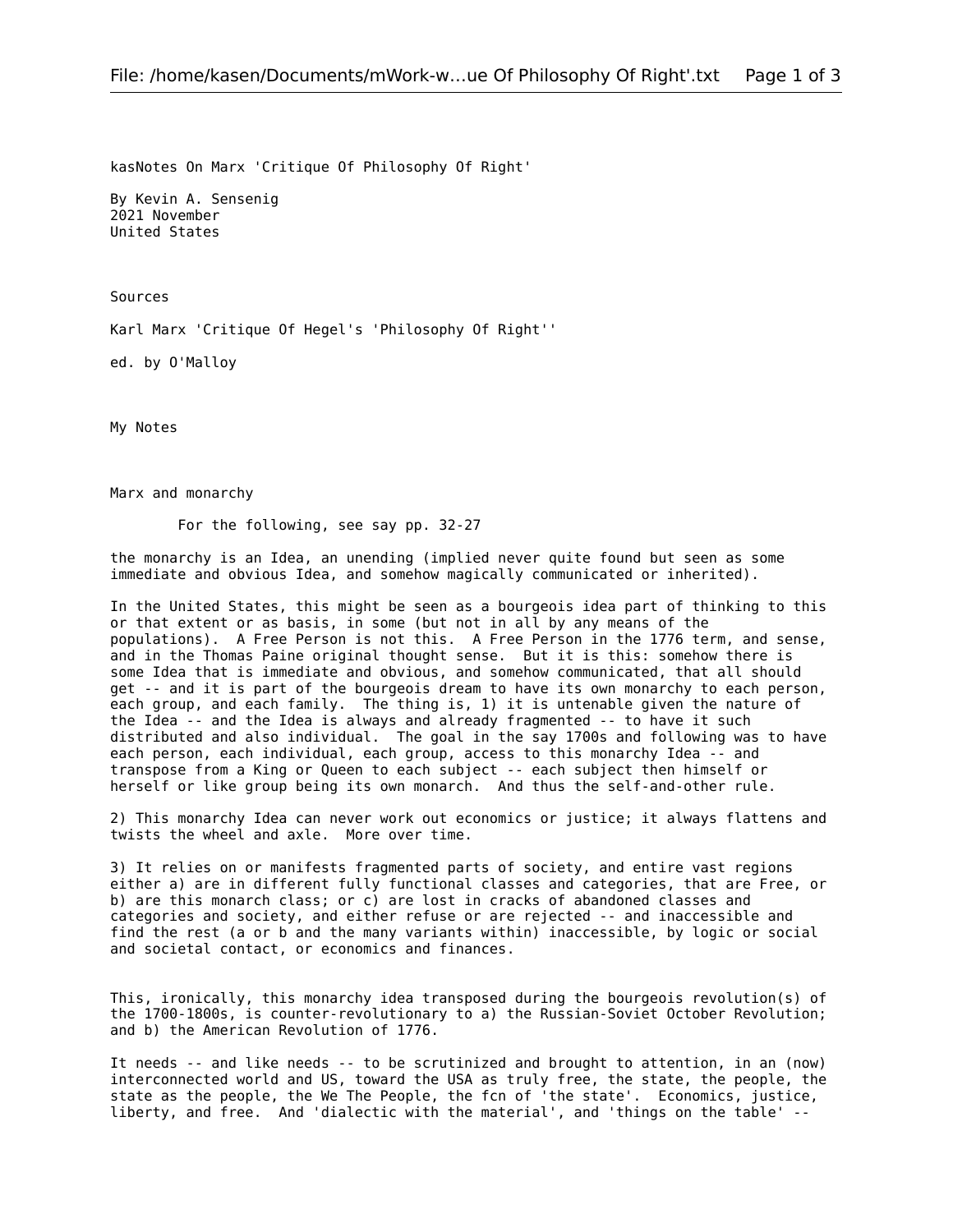kasNotes On Marx 'Critique Of Philosophy Of Right'

By Kevin A. Sensenig
2021 November
United States

Sources

Karl Marx 'Critique Of Hegel's 'Philosophy Of Right''

ed. by O'Malloy

My Notes

Marx and monarchy

For the following, see say pp. 32-27

the monarchy is an Idea, an unending (implied never quite found but seen as some immediate and obvious Idea, and somehow magically communicated or inherited).

In the United States, this might be seen as a bourgeois idea part of thinking to this or that extent or as basis, in some (but not in all by any means of the populations). A Free Person is not this. A Free Person in the 1776 term, and sense, and in the Thomas Paine original thought sense. But it is this: somehow there is some Idea that is immediate and obvious, and somehow communicated, that all should get -- and it is part of the bourgeois dream to have its own monarchy to each person, each group, and each family. The thing is, 1) it is untenable given the nature of the Idea -- and the Idea is always and already fragmented -- to have it such distributed and also individual. The goal in the say 1700s and following was to have each person, each individual, each group, access to this monarchy Idea -- and transpose from a King or Queen to each subject -- each subject then himself or herself or like group being its own monarch. And thus the self-and-other rule.

2) This monarchy Idea can never work out economics or justice; it always flattens and twists the wheel and axle. More over time.

3) It relies on or manifests fragmented parts of society, and entire vast regions either a) are in different fully functional classes and categories, that are Free, or b) are this monarch class; or c) are lost in cracks of abandoned classes and categories and society, and either refuse or are rejected -- and inaccessible and find the rest (a or b and the many variants within) inaccessible, by logic or social and societal contact, or economics and finances.

This, ironically, this monarchy idea transposed during the bourgeois revolution(s) of the 1700-1800s, is counter-revolutionary to a) the Russian-Soviet October Revolution; and b) the American Revolution of 1776.

It needs -- and like needs -- to be scrutinized and brought to attention, in an (now) interconnected world and US, toward the USA as truly free, the state, the people, the state as the people, the We The People, the fcn of 'the state'. Economics, justice, liberty, and free. And 'dialectic with the material', and 'things on the table' --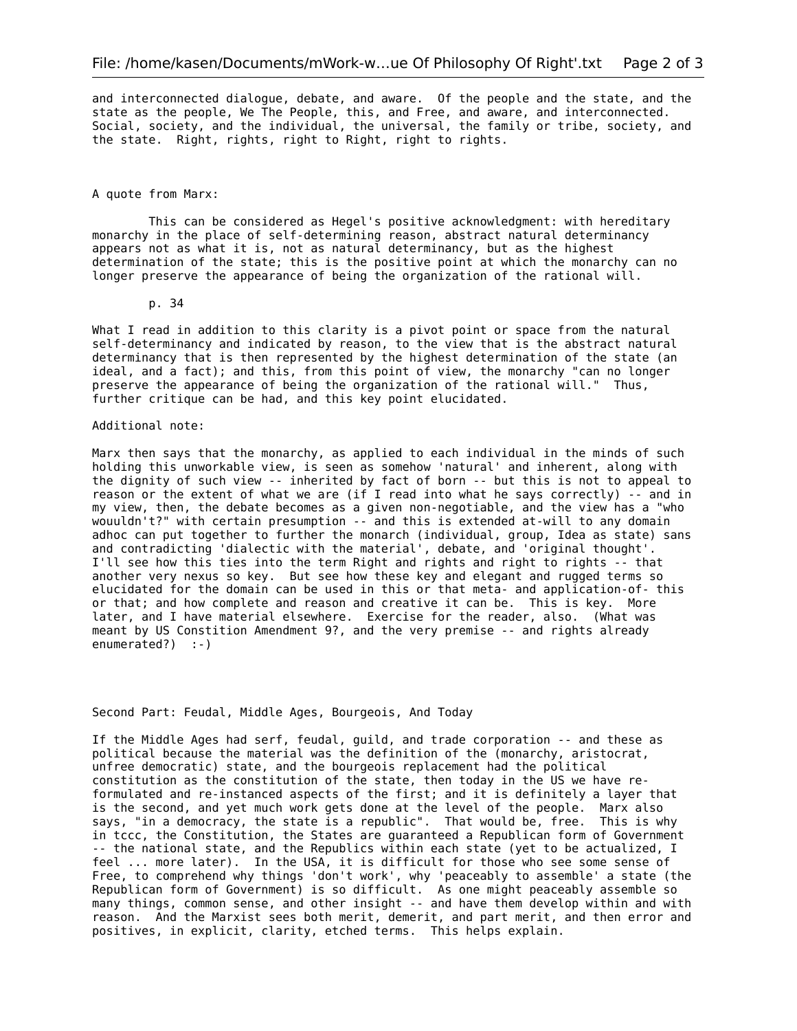and interconnected dialogue, debate, and aware. Of the people and the state, and the state as the people, We The People, this, and Free, and aware, and interconnected. Social, society, and the individual, the universal, the family or tribe, society, and the state. Right, rights, right to Right, right to rights.

A quote from Marx:

> This can be considered as Hegel's positive acknowledgment: with hereditary monarchy in the place of self-determining reason, abstract natural determinancy appears not as what it is, not as natural determinancy, but as the highest determination of the state; this is the positive point at which the monarchy can no longer preserve the appearance of being the organization of the rational will.
>
> p. 34

What I read in addition to this clarity is a pivot point or space from the natural self-determinancy and indicated by reason, to the view that is the abstract natural determinancy that is then represented by the highest determination of the state (an ideal, and a fact); and this, from this point of view, the monarchy "can no longer preserve the appearance of being the organization of the rational will." Thus, further critique can be had, and this key point elucidated.

Additional note:

Marx then says that the monarchy, as applied to each individual in the minds of such holding this unworkable view, is seen as somehow 'natural' and inherent, along with the dignity of such view -- inherited by fact of born -- but this is not to appeal to reason or the extent of what we are (if I read into what he says correctly) -- and in my view, then, the debate becomes as a given non-negotiable, and the view has a "who wouuldn't?" with certain presumption -- and this is extended at-will to any domain adhoc can put together to further the monarch (individual, group, Idea as state) sans and contradicting 'dialectic with the material', debate, and 'original thought'. I'll see how this ties into the term Right and rights and right to rights -- that another very nexus so key. But see how these key and elegant and rugged terms so elucidated for the domain can be used in this or that meta- and application-of- this or that; and how complete and reason and creative it can be. This is key. More later, and I have material elsewhere. Exercise for the reader, also. (What was meant by US Constition Amendment 9?, and the very premise -- and rights already enumerated?) :-)

Second Part: Feudal, Middle Ages, Bourgeois, And Today

If the Middle Ages had serf, feudal, guild, and trade corporation -- and these as political because the material was the definition of the (monarchy, aristocrat, unfree democratic) state, and the bourgeois replacement had the political constitution as the constitution of the state, then today in the US we have re-formulated and re-instanced aspects of the first; and it is definitely a layer that is the second, and yet much work gets done at the level of the people. Marx also says, "in a democracy, the state is a republic". That would be, free. This is why in tccc, the Constitution, the States are guaranteed a Republican form of Government -- the national state, and the Republics within each state (yet to be actualized, I feel ... more later). In the USA, it is difficult for those who see some sense of Free, to comprehend why things 'don't work', why 'peaceably to assemble' a state (the Republican form of Government) is so difficult. As one might peaceably assemble so many things, common sense, and other insight -- and have them develop within and with reason. And the Marxist sees both merit, demerit, and part merit, and then error and positives, in explicit, clarity, etched terms. This helps explain.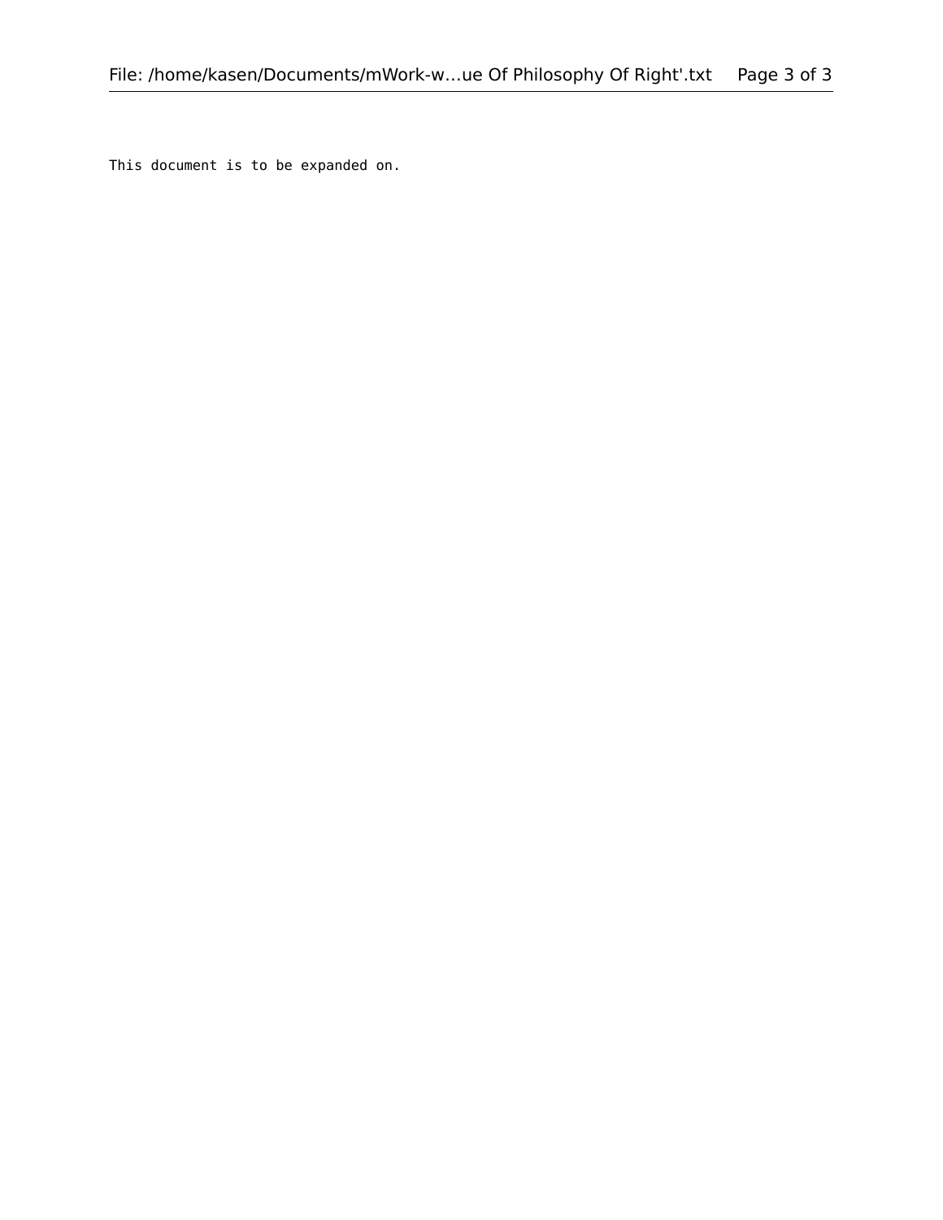This document is to be expanded on.